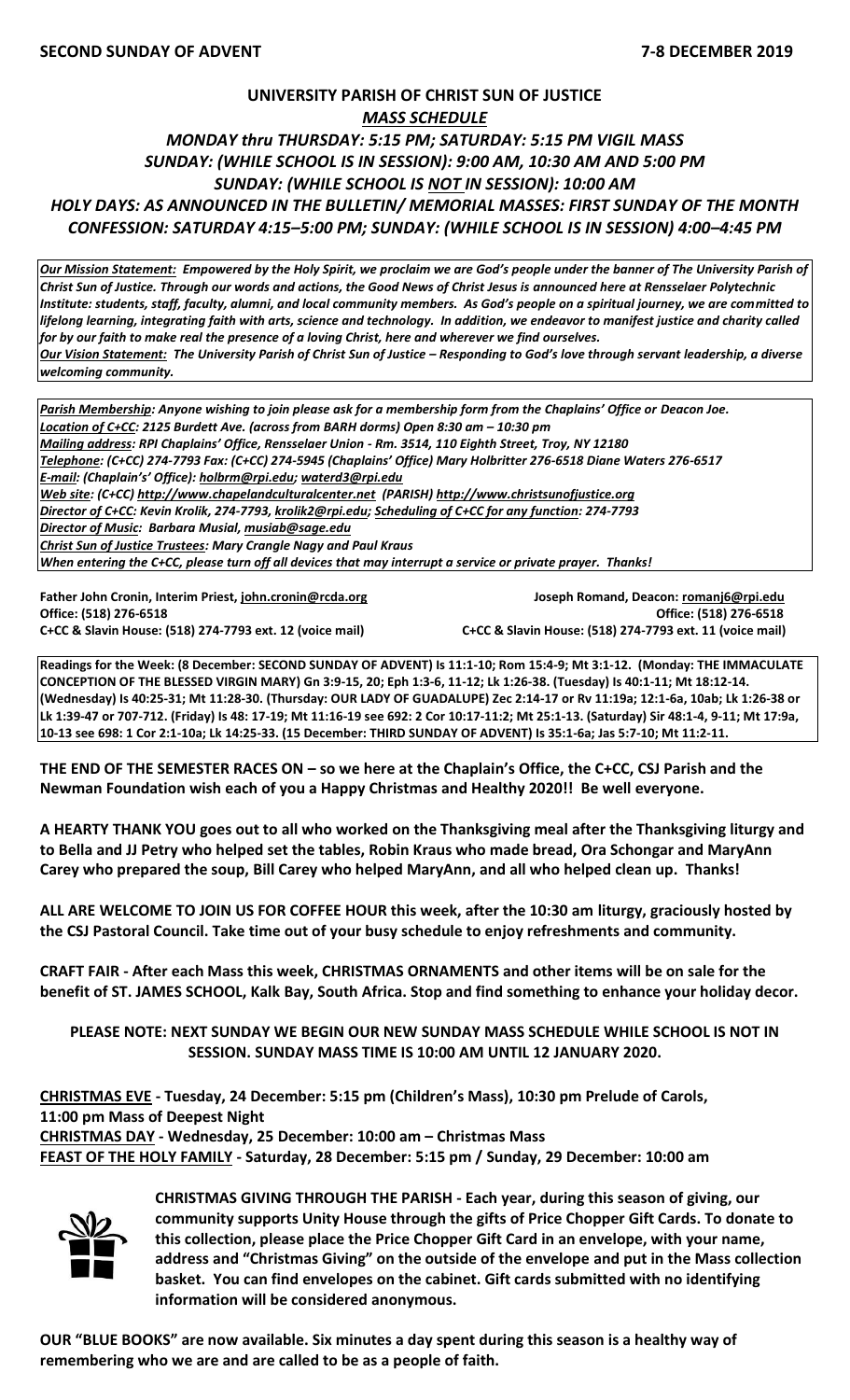**SECOND SUNDAY OF ADVENT** **7-8 DECEMBER 2019**

# UNIVERSITY PARISH OF CHRIST SUN OF JUSTICE

## *MASS SCHEDULE*

***MONDAY thru THURSDAY: 5:15 PM; SATURDAY: 5:15 PM VIGIL MASS***
***SUNDAY: (WHILE SCHOOL IS IN SESSION): 9:00 AM, 10:30 AM AND 5:00 PM***
***SUNDAY: (WHILE SCHOOL IS NOT IN SESSION): 10:00 AM***
***HOLY DAYS: AS ANNOUNCED IN THE BULLETIN/ MEMORIAL MASSES: FIRST SUNDAY OF THE MONTH***
***CONFESSION: SATURDAY 4:15–5:00 PM; SUNDAY: (WHILE SCHOOL IS IN SESSION) 4:00–4:45 PM***

***Our Mission Statement:** Empowered by the Holy Spirit, we proclaim we are God's people under the banner of The University Parish of Christ Sun of Justice. Through our words and actions, the Good News of Christ Jesus is announced here at Rensselaer Polytechnic Institute: students, staff, faculty, alumni, and local community members. As God's people on a spiritual journey, we are committed to lifelong learning, integrating faith with arts, science and technology. In addition, we endeavor to manifest justice and charity called for by our faith to make real the presence of a loving Christ, here and wherever we find ourselves.*
***Our Vision Statement:** The University Parish of Christ Sun of Justice – Responding to God's love through servant leadership, a diverse welcoming community.*

***Parish Membership:** Anyone wishing to join please ask for a membership form from the Chaplains' Office or Deacon Joe.*
***Location of C+CC:** 2125 Burdett Ave. (across from BARH dorms) Open 8:30 am – 10:30 pm*
***Mailing address:** RPI Chaplains' Office, Rensselaer Union - Rm. 3514, 110 Eighth Street, Troy, NY 12180*
***Telephone:** (C+CC) 274-7793 Fax: (C+CC) 274-5945 (Chaplains' Office) Mary Holbritter 276-6518 Diane Waters 276-6517*
***E-mail:** (Chaplain's' Office): holbrm@rpi.edu; waterd3@rpi.edu*
***Web site:** (C+CC) http://www.chapelandculturalcenter.net (PARISH) http://www.christsunofjustice.org*
***Director of C+CC:** Kevin Krolik, 274-7793, krolik2@rpi.edu; Scheduling of C+CC for any function: 274-7793*
***Director of Music:** Barbara Musial, musiab@sage.edu*
***Christ Sun of Justice Trustees:** Mary Crangle Nagy and Paul Kraus*
*When entering the C+CC, please turn off all devices that may interrupt a service or private prayer. Thanks!*

**Father John Cronin, Interim Priest, john.cronin@rcda.org**
**Office: (518) 276-6518**
**C+CC & Slavin House: (518) 274-7793 ext. 12 (voice mail)**

**Joseph Romand, Deacon: romanj6@rpi.edu**
**Office: (518) 276-6518**
**C+CC & Slavin House: (518) 274-7793 ext. 11 (voice mail)**

**Readings for the Week: (8 December: SECOND SUNDAY OF ADVENT) Is 11:1-10; Rom 15:4-9; Mt 3:1-12. (Monday: THE IMMACULATE CONCEPTION OF THE BLESSED VIRGIN MARY) Gn 3:9-15, 20; Eph 1:3-6, 11-12; Lk 1:26-38. (Tuesday) Is 40:1-11; Mt 18:12-14. (Wednesday) Is 40:25-31; Mt 11:28-30. (Thursday: OUR LADY OF GUADALUPE) Zec 2:14-17 or Rv 11:19a; 12:1-6a, 10ab; Lk 1:26-38 or Lk 1:39-47 or 707-712. (Friday) Is 48: 17-19; Mt 11:16-19 see 692: 2 Cor 10:17-11:2; Mt 25:1-13. (Saturday) Sir 48:1-4, 9-11; Mt 17:9a, 10-13 see 698: 1 Cor 2:1-10a; Lk 14:25-33. (15 December: THIRD SUNDAY OF ADVENT) Is 35:1-6a; Jas 5:7-10; Mt 11:2-11.**

**THE END OF THE SEMESTER RACES ON – so we here at the Chaplain's Office, the C+CC, CSJ Parish and the Newman Foundation wish each of you a Happy Christmas and Healthy 2020!! Be well everyone.**

**A HEARTY THANK YOU goes out to all who worked on the Thanksgiving meal after the Thanksgiving liturgy and to Bella and JJ Petry who helped set the tables, Robin Kraus who made bread, Ora Schongar and MaryAnn Carey who prepared the soup, Bill Carey who helped MaryAnn, and all who helped clean up. Thanks!**

**ALL ARE WELCOME TO JOIN US FOR COFFEE HOUR this week, after the 10:30 am liturgy, graciously hosted by the CSJ Pastoral Council. Take time out of your busy schedule to enjoy refreshments and community.**

**CRAFT FAIR - After each Mass this week, CHRISTMAS ORNAMENTS and other items will be on sale for the benefit of ST. JAMES SCHOOL, Kalk Bay, South Africa. Stop and find something to enhance your holiday decor.**

**PLEASE NOTE: NEXT SUNDAY WE BEGIN OUR NEW SUNDAY MASS SCHEDULE WHILE SCHOOL IS NOT IN SESSION. SUNDAY MASS TIME IS 10:00 AM UNTIL 12 JANUARY 2020.**

**CHRISTMAS EVE - Tuesday, 24 December: 5:15 pm (Children's Mass), 10:30 pm Prelude of Carols, 11:00 pm Mass of Deepest Night**
**CHRISTMAS DAY - Wednesday, 25 December: 10:00 am – Christmas Mass**
**FEAST OF THE HOLY FAMILY - Saturday, 28 December: 5:15 pm / Sunday, 29 December: 10:00 am**

**CHRISTMAS GIVING THROUGH THE PARISH - Each year, during this season of giving, our community supports Unity House through the gifts of Price Chopper Gift Cards. To donate to this collection, please place the Price Chopper Gift Card in an envelope, with your name, address and "Christmas Giving" on the outside of the envelope and put in the Mass collection basket. You can find envelopes on the cabinet. Gift cards submitted with no identifying information will be considered anonymous.**

**OUR "BLUE BOOKS" are now available. Six minutes a day spent during this season is a healthy way of remembering who we are and are called to be as a people of faith.**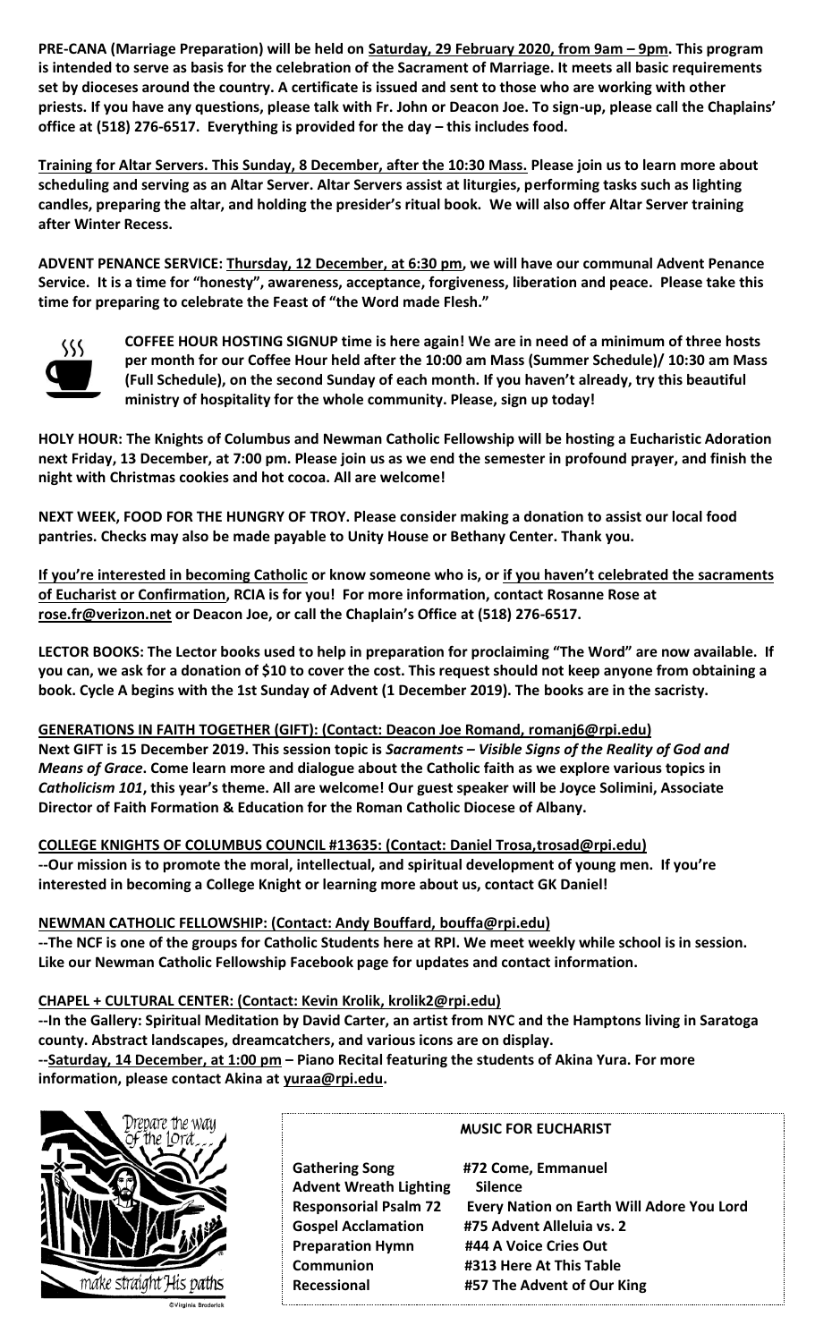**PRE-CANA (Marriage Preparation) will be held on Saturday, 29 February 2020, from 9am – 9pm. This program is intended to serve as basis for the celebration of the Sacrament of Marriage. It meets all basic requirements set by dioceses around the country. A certificate is issued and sent to those who are working with other priests. If you have any questions, please talk with Fr. John or Deacon Joe. To sign-up, please call the Chaplains' office at (518) 276-6517. Everything is provided for the day – this includes food.**

**Training for Altar Servers. This Sunday, 8 December, after the 10:30 Mass. Please join us to learn more about scheduling and serving as an Altar Server. Altar Servers assist at liturgies, performing tasks such as lighting candles, preparing the altar, and holding the presider's ritual book. We will also offer Altar Server training after Winter Recess.**

**ADVENT PENANCE SERVICE: Thursday, 12 December, at 6:30 pm, we will have our communal Advent Penance Service. It is a time for "honesty", awareness, acceptance, forgiveness, liberation and peace. Please take this time for preparing to celebrate the Feast of "the Word made Flesh."**

**COFFEE HOUR HOSTING SIGNUP time is here again! We are in need of a minimum of three hosts per month for our Coffee Hour held after the 10:00 am Mass (Summer Schedule)/ 10:30 am Mass (Full Schedule), on the second Sunday of each month. If you haven't already, try this beautiful ministry of hospitality for the whole community. Please, sign up today!**

**HOLY HOUR: The Knights of Columbus and Newman Catholic Fellowship will be hosting a Eucharistic Adoration next Friday, 13 December, at 7:00 pm. Please join us as we end the semester in profound prayer, and finish the night with Christmas cookies and hot cocoa. All are welcome!**

**NEXT WEEK, FOOD FOR THE HUNGRY OF TROY. Please consider making a donation to assist our local food pantries. Checks may also be made payable to Unity House or Bethany Center. Thank you.**

**If you're interested in becoming Catholic or know someone who is, or if you haven't celebrated the sacraments of Eucharist or Confirmation, RCIA is for you! For more information, contact Rosanne Rose at rose.fr@verizon.net or Deacon Joe, or call the Chaplain's Office at (518) 276-6517.**

**LECTOR BOOKS: The Lector books used to help in preparation for proclaiming "The Word" are now available. If you can, we ask for a donation of $10 to cover the cost. This request should not keep anyone from obtaining a book. Cycle A begins with the 1st Sunday of Advent (1 December 2019). The books are in the sacristy.**

**GENERATIONS IN FAITH TOGETHER (GIFT): (Contact: Deacon Joe Romand, romanj6@rpi.edu)**
**Next GIFT is 15 December 2019. This session topic is *Sacraments – Visible Signs of the Reality of God and Means of Grace*. Come learn more and dialogue about the Catholic faith as we explore various topics in *Catholicism 101*, this year's theme. All are welcome! Our guest speaker will be Joyce Solimini, Associate Director of Faith Formation & Education for the Roman Catholic Diocese of Albany.**

**COLLEGE KNIGHTS OF COLUMBUS COUNCIL #13635: (Contact: Daniel Trosa,trosad@rpi.edu)**
**--Our mission is to promote the moral, intellectual, and spiritual development of young men. If you're interested in becoming a College Knight or learning more about us, contact GK Daniel!**

**NEWMAN CATHOLIC FELLOWSHIP: (Contact: Andy Bouffard, bouffa@rpi.edu)**
**--The NCF is one of the groups for Catholic Students here at RPI. We meet weekly while school is in session. Like our Newman Catholic Fellowship Facebook page for updates and contact information.**

**CHAPEL + CULTURAL CENTER: (Contact: Kevin Krolik, krolik2@rpi.edu)**
**--In the Gallery: Spiritual Meditation by David Carter, an artist from NYC and the Hamptons living in Saratoga county. Abstract landscapes, dreamcatchers, and various icons are on display.**
**--Saturday, 14 December, at 1:00 pm – Piano Recital featuring the students of Akina Yura. For more information, please contact Akina at yuraa@rpi.edu.**

Prepare the way of the Lord...
make straight His paths
©Virginia Broderick

**MUSIC FOR EUCHARIST**

| | |
|---|---|
| **Gathering Song** | **#72 Come, Emmanuel** |
| **Advent Wreath Lighting** | **Silence** |
| **Responsorial Psalm 72** | **Every Nation on Earth Will Adore You Lord** |
| **Gospel Acclamation** | **#75 Advent Alleluia vs. 2** |
| **Preparation Hymn** | **#44 A Voice Cries Out** |
| **Communion** | **#313 Here At This Table** |
| **Recessional** | **#57 The Advent of Our King** |